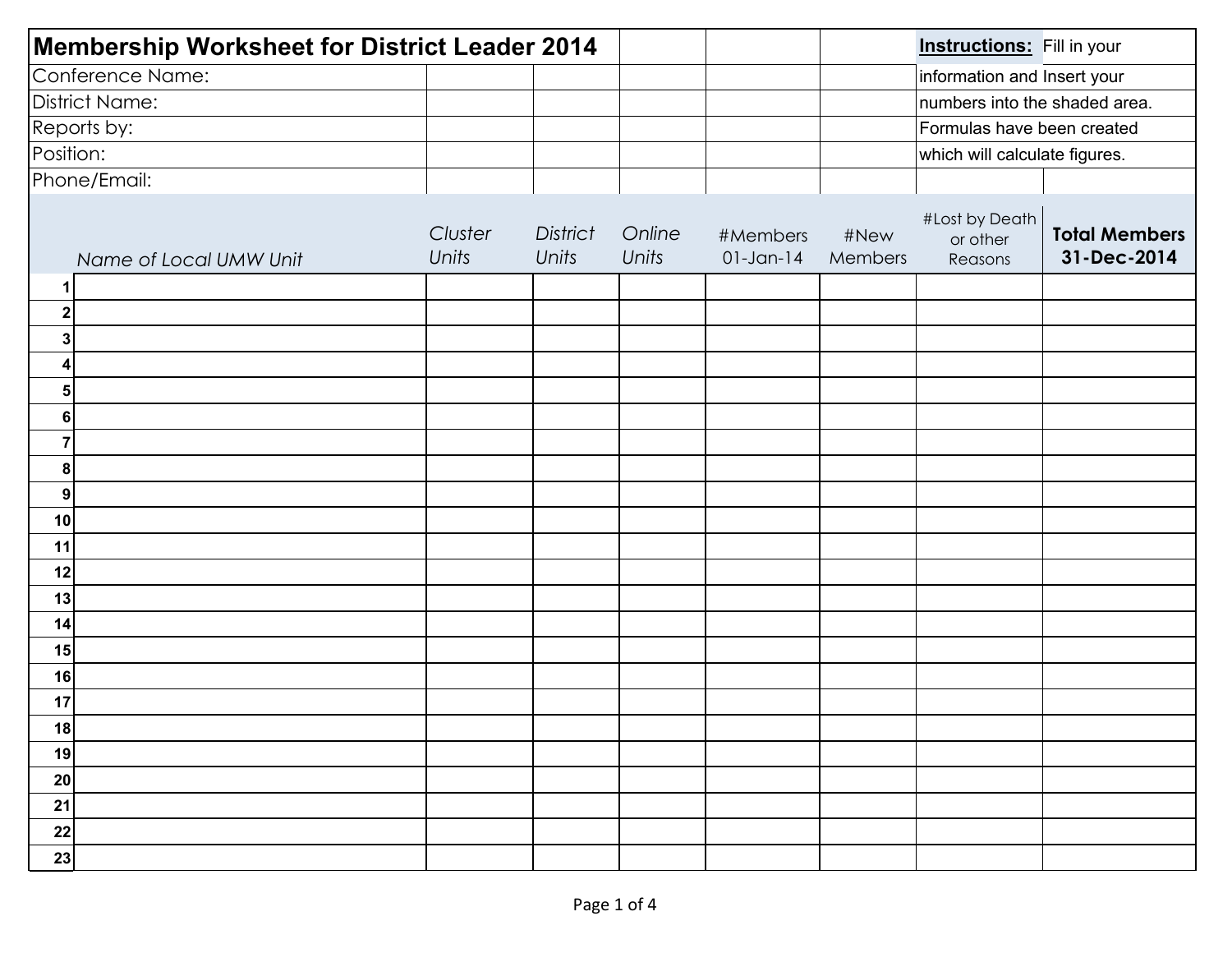# Membership Worksheet for District Leader 2014

**Instructions:** Fill in your information and Insert your numbers into the shaded area. Formulas have been created which will calculate figures.

Conference Name:

District Name:

Reports by:

Position:

Phone/Email:

| | *Name of Local UMW Unit* | *Cluster Units* | *District Units* | *Online Units* | #Members 01-Jan-14 | #New Members | #Lost by Death or other Reasons | **Total Members 31-Dec-2014** |
|---|---|---|---|---|---|---|---|---|
| **1** | | | | | | | | |
| **2** | | | | | | | | |
| **3** | | | | | | | | |
| **4** | | | | | | | | |
| **5** | | | | | | | | |
| **6** | | | | | | | | |
| **7** | | | | | | | | |
| **8** | | | | | | | | |
| **9** | | | | | | | | |
| **10** | | | | | | | | |
| **11** | | | | | | | | |
| **12** | | | | | | | | |
| **13** | | | | | | | | |
| **14** | | | | | | | | |
| **15** | | | | | | | | |
| **16** | | | | | | | | |
| **17** | | | | | | | | |
| **18** | | | | | | | | |
| **19** | | | | | | | | |
| **20** | | | | | | | | |
| **21** | | | | | | | | |
| **22** | | | | | | | | |
| **23** | | | | | | | | |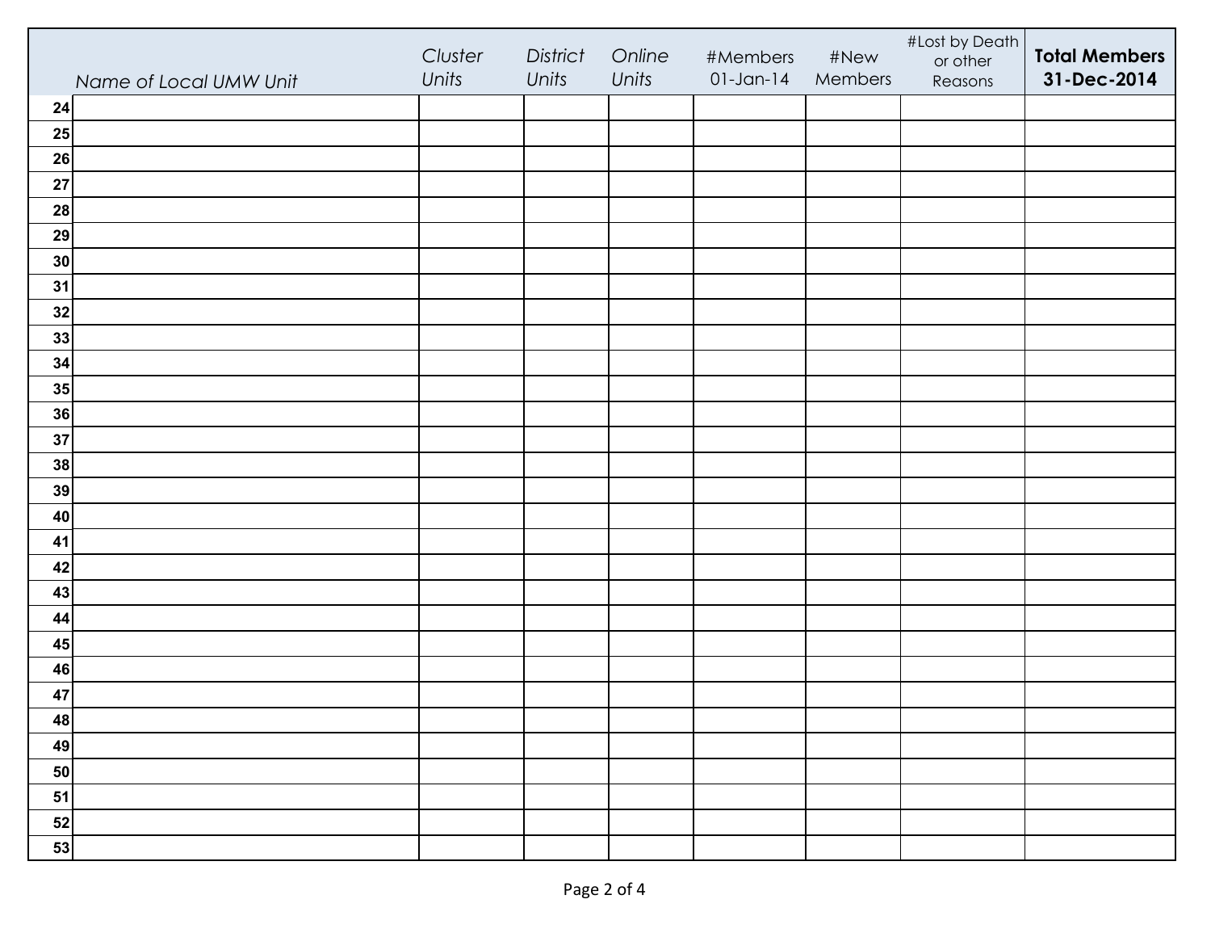| | *Name of Local UMW Unit* | *Cluster Units* | *District Units* | *Online Units* | #Members 01-Jan-14 | #New Members | #Lost by Death or other Reasons | **Total Members 31-Dec-2014** |
|---|---|---|---|---|---|---|---|---|
| **24** | | | | | | | | |
| **25** | | | | | | | | |
| **26** | | | | | | | | |
| **27** | | | | | | | | |
| **28** | | | | | | | | |
| **29** | | | | | | | | |
| **30** | | | | | | | | |
| **31** | | | | | | | | |
| **32** | | | | | | | | |
| **33** | | | | | | | | |
| **34** | | | | | | | | |
| **35** | | | | | | | | |
| **36** | | | | | | | | |
| **37** | | | | | | | | |
| **38** | | | | | | | | |
| **39** | | | | | | | | |
| **40** | | | | | | | | |
| **41** | | | | | | | | |
| **42** | | | | | | | | |
| **43** | | | | | | | | |
| **44** | | | | | | | | |
| **45** | | | | | | | | |
| **46** | | | | | | | | |
| **47** | | | | | | | | |
| **48** | | | | | | | | |
| **49** | | | | | | | | |
| **50** | | | | | | | | |
| **51** | | | | | | | | |
| **52** | | | | | | | | |
| **53** | | | | | | | | |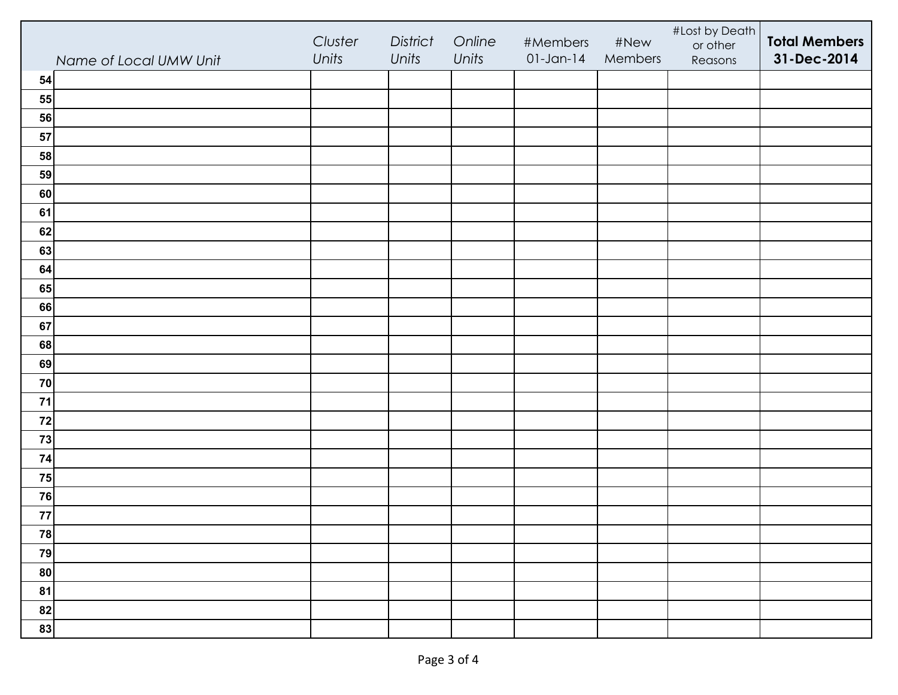| | Name of Local UMW Unit | Cluster Units | District Units | Online Units | #Members 01-Jan-14 | #New Members | #Lost by Death or other Reasons | **Total Members 31-Dec-2014** |
|---|---|---|---|---|---|---|---|---|
| **54** | | | | | | | | |
| **55** | | | | | | | | |
| **56** | | | | | | | | |
| **57** | | | | | | | | |
| **58** | | | | | | | | |
| **59** | | | | | | | | |
| **60** | | | | | | | | |
| **61** | | | | | | | | |
| **62** | | | | | | | | |
| **63** | | | | | | | | |
| **64** | | | | | | | | |
| **65** | | | | | | | | |
| **66** | | | | | | | | |
| **67** | | | | | | | | |
| **68** | | | | | | | | |
| **69** | | | | | | | | |
| **70** | | | | | | | | |
| **71** | | | | | | | | |
| **72** | | | | | | | | |
| **73** | | | | | | | | |
| **74** | | | | | | | | |
| **75** | | | | | | | | |
| **76** | | | | | | | | |
| **77** | | | | | | | | |
| **78** | | | | | | | | |
| **79** | | | | | | | | |
| **80** | | | | | | | | |
| **81** | | | | | | | | |
| **82** | | | | | | | | |
| **83** | | | | | | | | |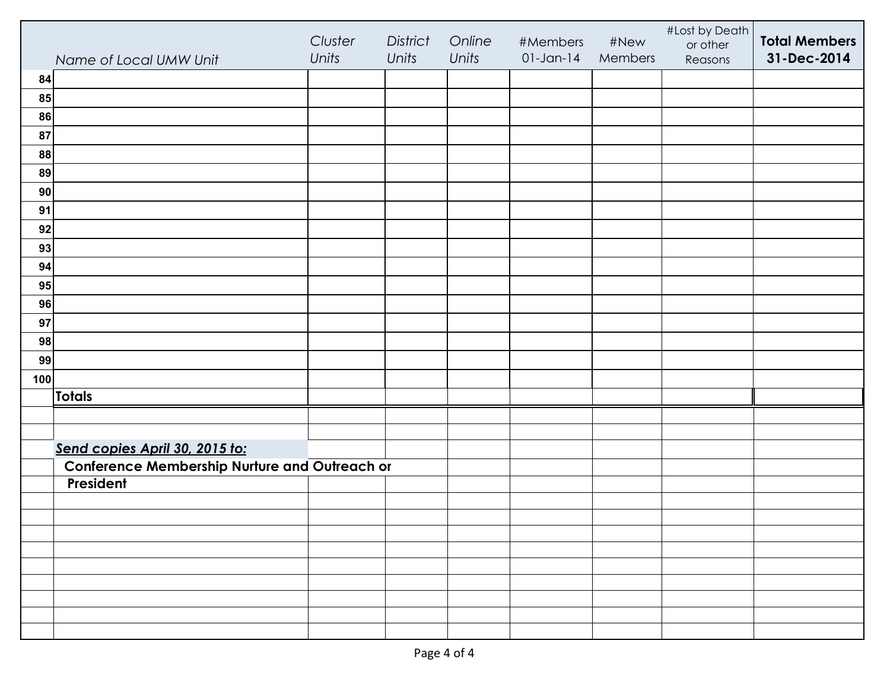| | Name of Local UMW Unit | Cluster Units | District Units | Online Units | #Members 01-Jan-14 | #New Members | #Lost by Death or other Reasons | Total Members 31-Dec-2014 |
|---|---|---|---|---|---|---|---|---|
| 84 | | | | | | | | |
| 85 | | | | | | | | |
| 86 | | | | | | | | |
| 87 | | | | | | | | |
| 88 | | | | | | | | |
| 89 | | | | | | | | |
| 90 | | | | | | | | |
| 91 | | | | | | | | |
| 92 | | | | | | | | |
| 93 | | | | | | | | |
| 94 | | | | | | | | |
| 95 | | | | | | | | |
| 96 | | | | | | | | |
| 97 | | | | | | | | |
| 98 | | | | | | | | |
| 99 | | | | | | | | |
| 100 | | | | | | | | |
| | **Totals** | | | | | | | |

***Send copies April 30, 2015 to:***

**Conference Membership Nurture and Outreach or President**